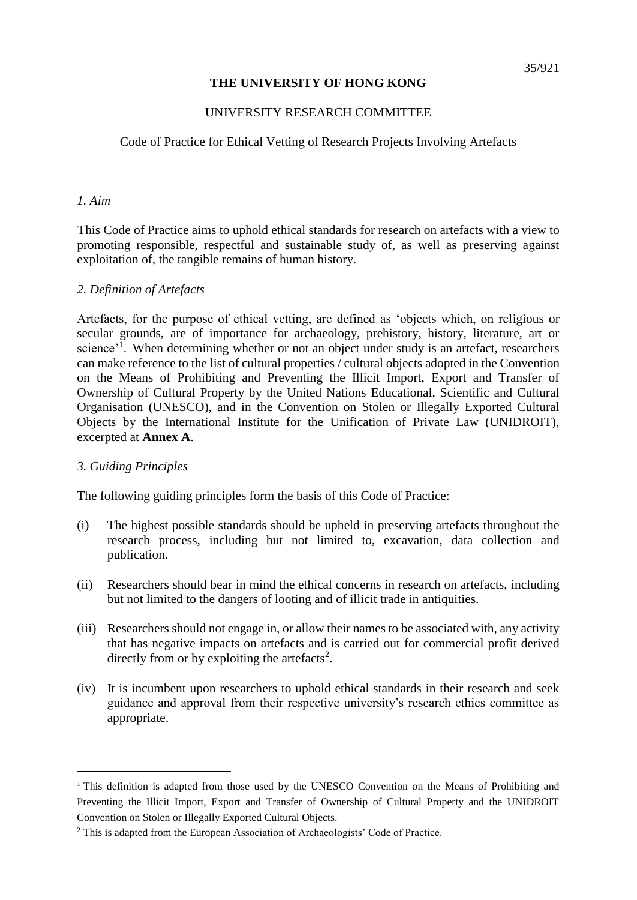35/921

# THE UNIVERSITY OF HONG KONG

## UNIVERSITY RESEARCH COMMITTEE

### Code of Practice for Ethical Vetting of Research Projects Involving Artefacts

*1. Aim*

This Code of Practice aims to uphold ethical standards for research on artefacts with a view to promoting responsible, respectful and sustainable study of, as well as preserving against exploitation of, the tangible remains of human history.

*2. Definition of Artefacts*

Artefacts, for the purpose of ethical vetting, are defined as 'objects which, on religious or secular grounds, are of importance for archaeology, prehistory, history, literature, art or science'[1]. When determining whether or not an object under study is an artefact, researchers can make reference to the list of cultural properties / cultural objects adopted in the Convention on the Means of Prohibiting and Preventing the Illicit Import, Export and Transfer of Ownership of Cultural Property by the United Nations Educational, Scientific and Cultural Organisation (UNESCO), and in the Convention on Stolen or Illegally Exported Cultural Objects by the International Institute for the Unification of Private Law (UNIDROIT), excerpted at **Annex A**.

*3. Guiding Principles*

The following guiding principles form the basis of this Code of Practice:

(i) The highest possible standards should be upheld in preserving artefacts throughout the research process, including but not limited to, excavation, data collection and publication.

(ii) Researchers should bear in mind the ethical concerns in research on artefacts, including but not limited to the dangers of looting and of illicit trade in antiquities.

(iii) Researchers should not engage in, or allow their names to be associated with, any activity that has negative impacts on artefacts and is carried out for commercial profit derived directly from or by exploiting the artefacts[2].

(iv) It is incumbent upon researchers to uphold ethical standards in their research and seek guidance and approval from their respective university's research ethics committee as appropriate.

---

[1] This definition is adapted from those used by the UNESCO Convention on the Means of Prohibiting and Preventing the Illicit Import, Export and Transfer of Ownership of Cultural Property and the UNIDROIT Convention on Stolen or Illegally Exported Cultural Objects.

[2] This is adapted from the European Association of Archaeologists' Code of Practice.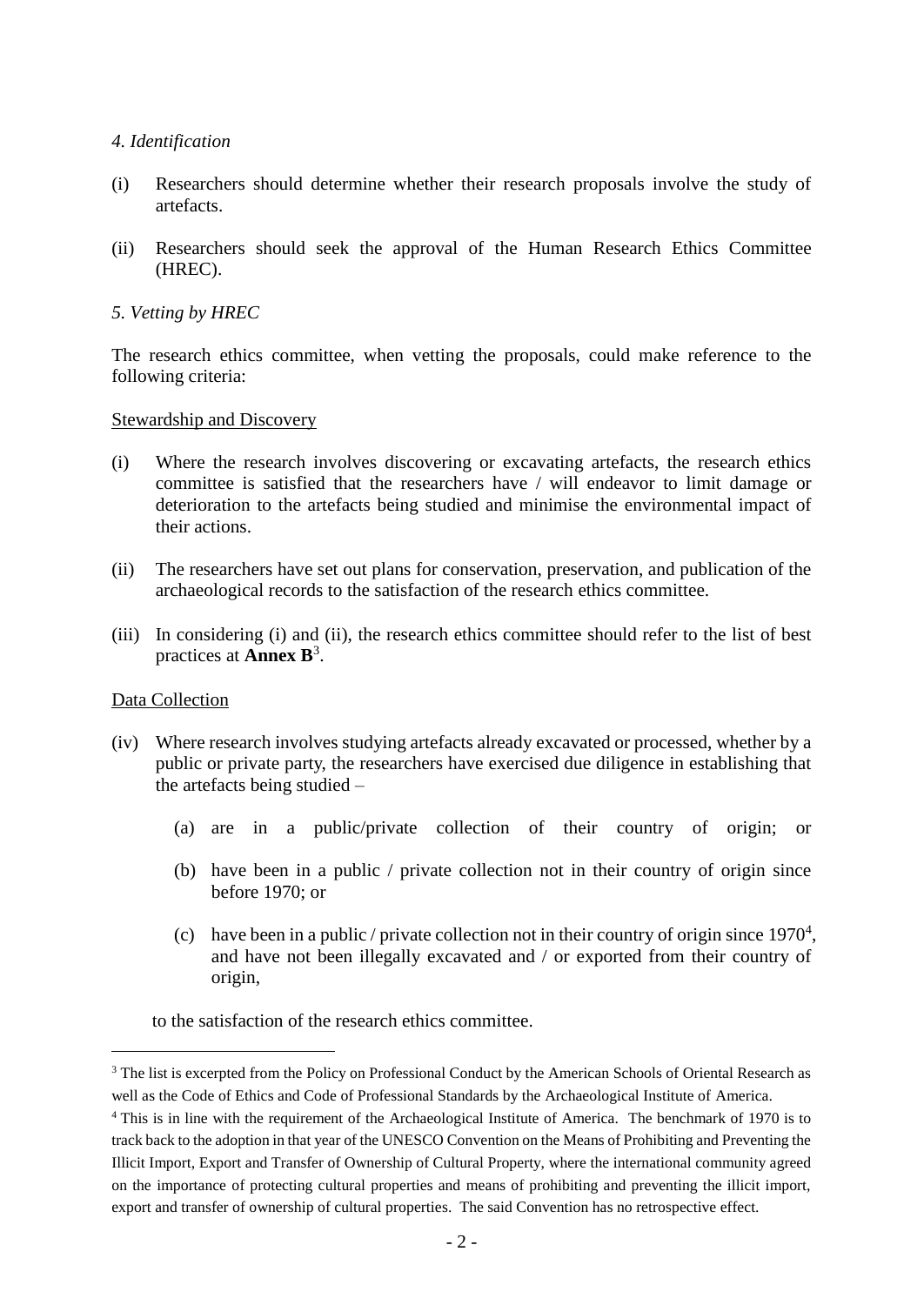*4. Identification*

(i) Researchers should determine whether their research proposals involve the study of artefacts.

(ii) Researchers should seek the approval of the Human Research Ethics Committee (HREC).

*5. Vetting by HREC*

The research ethics committee, when vetting the proposals, could make reference to the following criteria:

Stewardship and Discovery

(i) Where the research involves discovering or excavating artefacts, the research ethics committee is satisfied that the researchers have / will endeavor to limit damage or deterioration to the artefacts being studied and minimise the environmental impact of their actions.

(ii) The researchers have set out plans for conservation, preservation, and publication of the archaeological records to the satisfaction of the research ethics committee.

(iii) In considering (i) and (ii), the research ethics committee should refer to the list of best practices at **Annex B**[3].

Data Collection

(iv) Where research involves studying artefacts already excavated or processed, whether by a public or private party, the researchers have exercised due diligence in establishing that the artefacts being studied –

  (a) are in a public/private collection of their country of origin; or

  (b) have been in a public / private collection not in their country of origin since before 1970; or

  (c) have been in a public / private collection not in their country of origin since 1970[4], and have not been illegally excavated and / or exported from their country of origin,

  to the satisfaction of the research ethics committee.

---

[3] The list is excerpted from the Policy on Professional Conduct by the American Schools of Oriental Research as well as the Code of Ethics and Code of Professional Standards by the Archaeological Institute of America.

[4] This is in line with the requirement of the Archaeological Institute of America. The benchmark of 1970 is to track back to the adoption in that year of the UNESCO Convention on the Means of Prohibiting and Preventing the Illicit Import, Export and Transfer of Ownership of Cultural Property, where the international community agreed on the importance of protecting cultural properties and means of prohibiting and preventing the illicit import, export and transfer of ownership of cultural properties. The said Convention has no retrospective effect.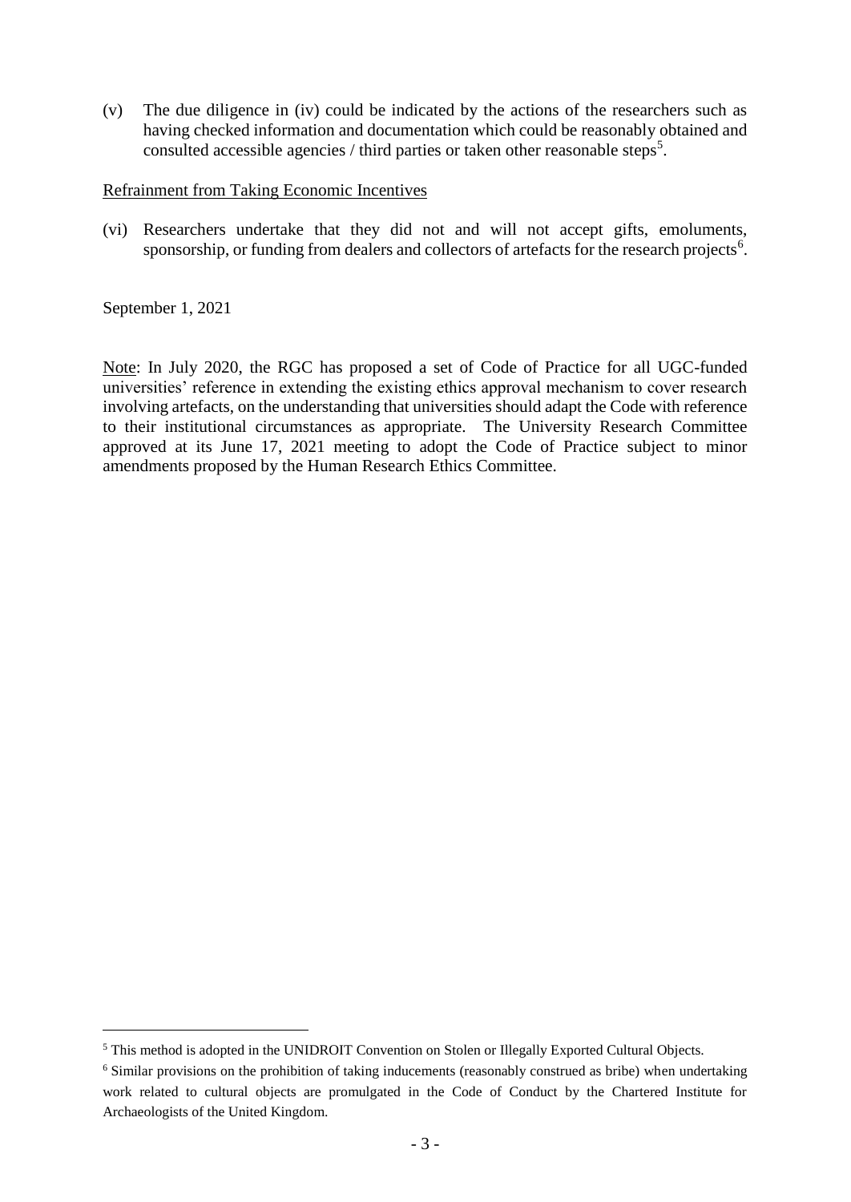(v) The due diligence in (iv) could be indicated by the actions of the researchers such as having checked information and documentation which could be reasonably obtained and consulted accessible agencies / third parties or taken other reasonable steps[5].

<u>Refrainment from Taking Economic Incentives</u>

(vi) Researchers undertake that they did not and will not accept gifts, emoluments, sponsorship, or funding from dealers and collectors of artefacts for the research projects[6].

September 1, 2021

<u>Note</u>: In July 2020, the RGC has proposed a set of Code of Practice for all UGC-funded universities' reference in extending the existing ethics approval mechanism to cover research involving artefacts, on the understanding that universities should adapt the Code with reference to their institutional circumstances as appropriate. The University Research Committee approved at its June 17, 2021 meeting to adopt the Code of Practice subject to minor amendments proposed by the Human Research Ethics Committee.

---

[5] This method is adopted in the UNIDROIT Convention on Stolen or Illegally Exported Cultural Objects.

[6] Similar provisions on the prohibition of taking inducements (reasonably construed as bribe) when undertaking work related to cultural objects are promulgated in the Code of Conduct by the Chartered Institute for Archaeologists of the United Kingdom.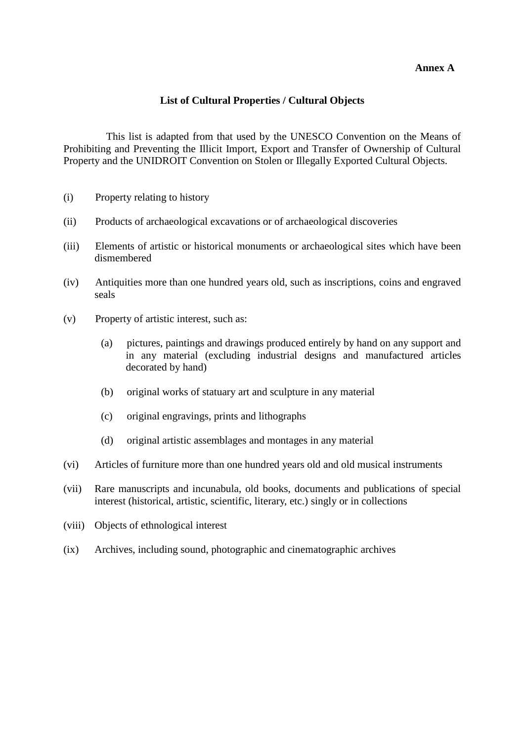**Annex A**

## List of Cultural Properties / Cultural Objects

This list is adapted from that used by the UNESCO Convention on the Means of Prohibiting and Preventing the Illicit Import, Export and Transfer of Ownership of Cultural Property and the UNIDROIT Convention on Stolen or Illegally Exported Cultural Objects.

(i) Property relating to history

(ii) Products of archaeological excavations or of archaeological discoveries

(iii) Elements of artistic or historical monuments or archaeological sites which have been dismembered

(iv) Antiquities more than one hundred years old, such as inscriptions, coins and engraved seals

(v) Property of artistic interest, such as:

- (a) pictures, paintings and drawings produced entirely by hand on any support and in any material (excluding industrial designs and manufactured articles decorated by hand)
- (b) original works of statuary art and sculpture in any material
- (c) original engravings, prints and lithographs
- (d) original artistic assemblages and montages in any material

(vi) Articles of furniture more than one hundred years old and old musical instruments

(vii) Rare manuscripts and incunabula, old books, documents and publications of special interest (historical, artistic, scientific, literary, etc.) singly or in collections

(viii) Objects of ethnological interest

(ix) Archives, including sound, photographic and cinematographic archives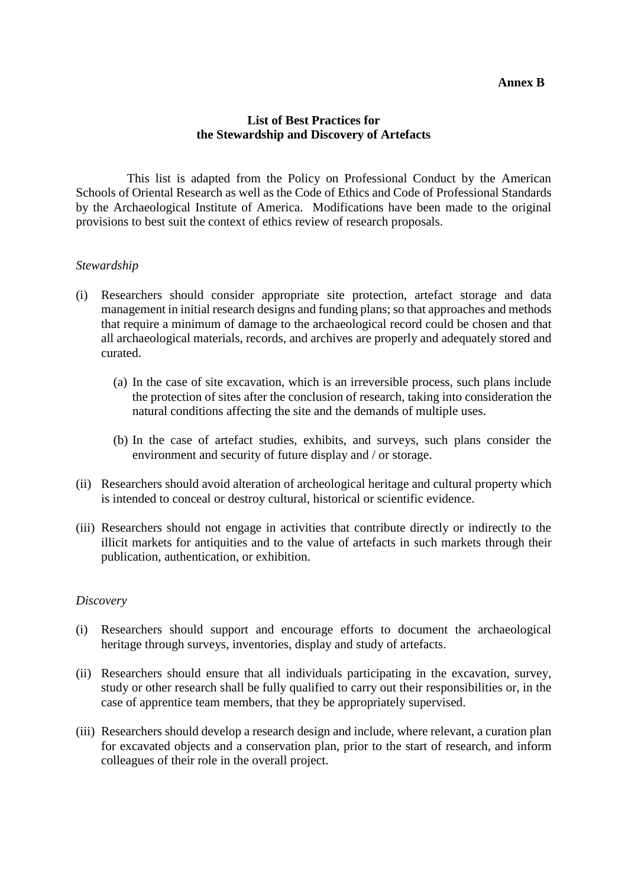**Annex B**

## List of Best Practices for the Stewardship and Discovery of Artefacts

This list is adapted from the Policy on Professional Conduct by the American Schools of Oriental Research as well as the Code of Ethics and Code of Professional Standards by the Archaeological Institute of America. Modifications have been made to the original provisions to best suit the context of ethics review of research proposals.

*Stewardship*

(i) Researchers should consider appropriate site protection, artefact storage and data management in initial research designs and funding plans; so that approaches and methods that require a minimum of damage to the archaeological record could be chosen and that all archaeological materials, records, and archives are properly and adequately stored and curated.

   (a) In the case of site excavation, which is an irreversible process, such plans include the protection of sites after the conclusion of research, taking into consideration the natural conditions affecting the site and the demands of multiple uses.

   (b) In the case of artefact studies, exhibits, and surveys, such plans consider the environment and security of future display and / or storage.

(ii) Researchers should avoid alteration of archeological heritage and cultural property which is intended to conceal or destroy cultural, historical or scientific evidence.

(iii) Researchers should not engage in activities that contribute directly or indirectly to the illicit markets for antiquities and to the value of artefacts in such markets through their publication, authentication, or exhibition.

*Discovery*

(i) Researchers should support and encourage efforts to document the archaeological heritage through surveys, inventories, display and study of artefacts.

(ii) Researchers should ensure that all individuals participating in the excavation, survey, study or other research shall be fully qualified to carry out their responsibilities or, in the case of apprentice team members, that they be appropriately supervised.

(iii) Researchers should develop a research design and include, where relevant, a curation plan for excavated objects and a conservation plan, prior to the start of research, and inform colleagues of their role in the overall project.